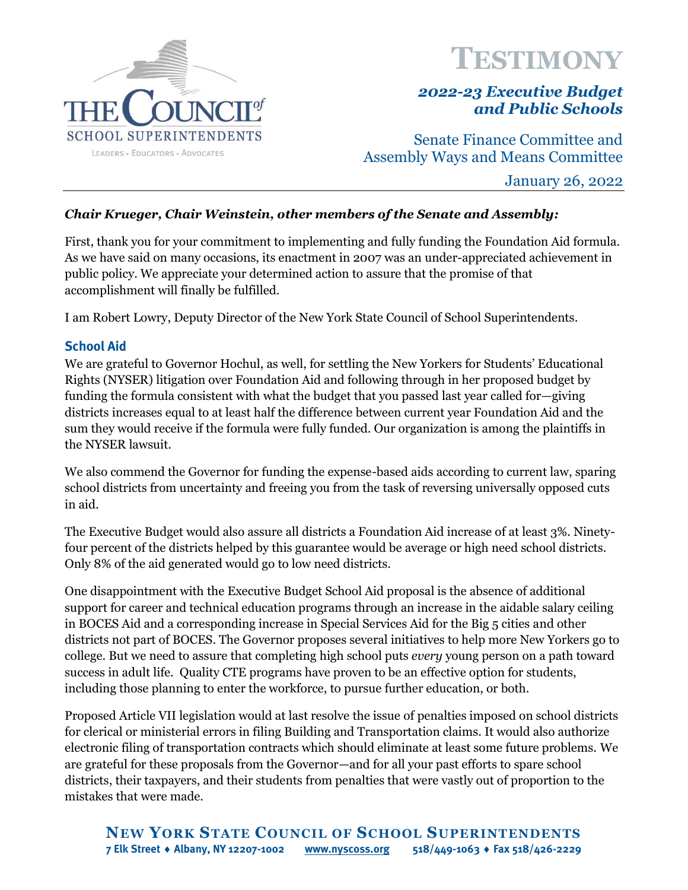# TESTIMONY

***2022-23 Executive Budget and Public Schools***

Senate Finance Committee and
Assembly Ways and Means Committee

January 26, 2022

***Chair Krueger, Chair Weinstein, other members of the Senate and Assembly:***

First, thank you for your commitment to implementing and fully funding the Foundation Aid formula. As we have said on many occasions, its enactment in 2007 was an under-appreciated achievement in public policy. We appreciate your determined action to assure that the promise of that accomplishment will finally be fulfilled.

I am Robert Lowry, Deputy Director of the New York State Council of School Superintendents.

## School Aid

We are grateful to Governor Hochul, as well, for settling the New Yorkers for Students' Educational Rights (NYSER) litigation over Foundation Aid and following through in her proposed budget by funding the formula consistent with what the budget that you passed last year called for—giving districts increases equal to at least half the difference between current year Foundation Aid and the sum they would receive if the formula were fully funded. Our organization is among the plaintiffs in the NYSER lawsuit.

We also commend the Governor for funding the expense-based aids according to current law, sparing school districts from uncertainty and freeing you from the task of reversing universally opposed cuts in aid.

The Executive Budget would also assure all districts a Foundation Aid increase of at least 3%. Ninety-four percent of the districts helped by this guarantee would be average or high need school districts. Only 8% of the aid generated would go to low need districts.

One disappointment with the Executive Budget School Aid proposal is the absence of additional support for career and technical education programs through an increase in the aidable salary ceiling in BOCES Aid and a corresponding increase in Special Services Aid for the Big 5 cities and other districts not part of BOCES. The Governor proposes several initiatives to help more New Yorkers go to college. But we need to assure that completing high school puts *every* young person on a path toward success in adult life. Quality CTE programs have proven to be an effective option for students, including those planning to enter the workforce, to pursue further education, or both.

Proposed Article VII legislation would at last resolve the issue of penalties imposed on school districts for clerical or ministerial errors in filing Building and Transportation claims. It would also authorize electronic filing of transportation contracts which should eliminate at least some future problems. We are grateful for these proposals from the Governor—and for all your past efforts to spare school districts, their taxpayers, and their students from penalties that were vastly out of proportion to the mistakes that were made.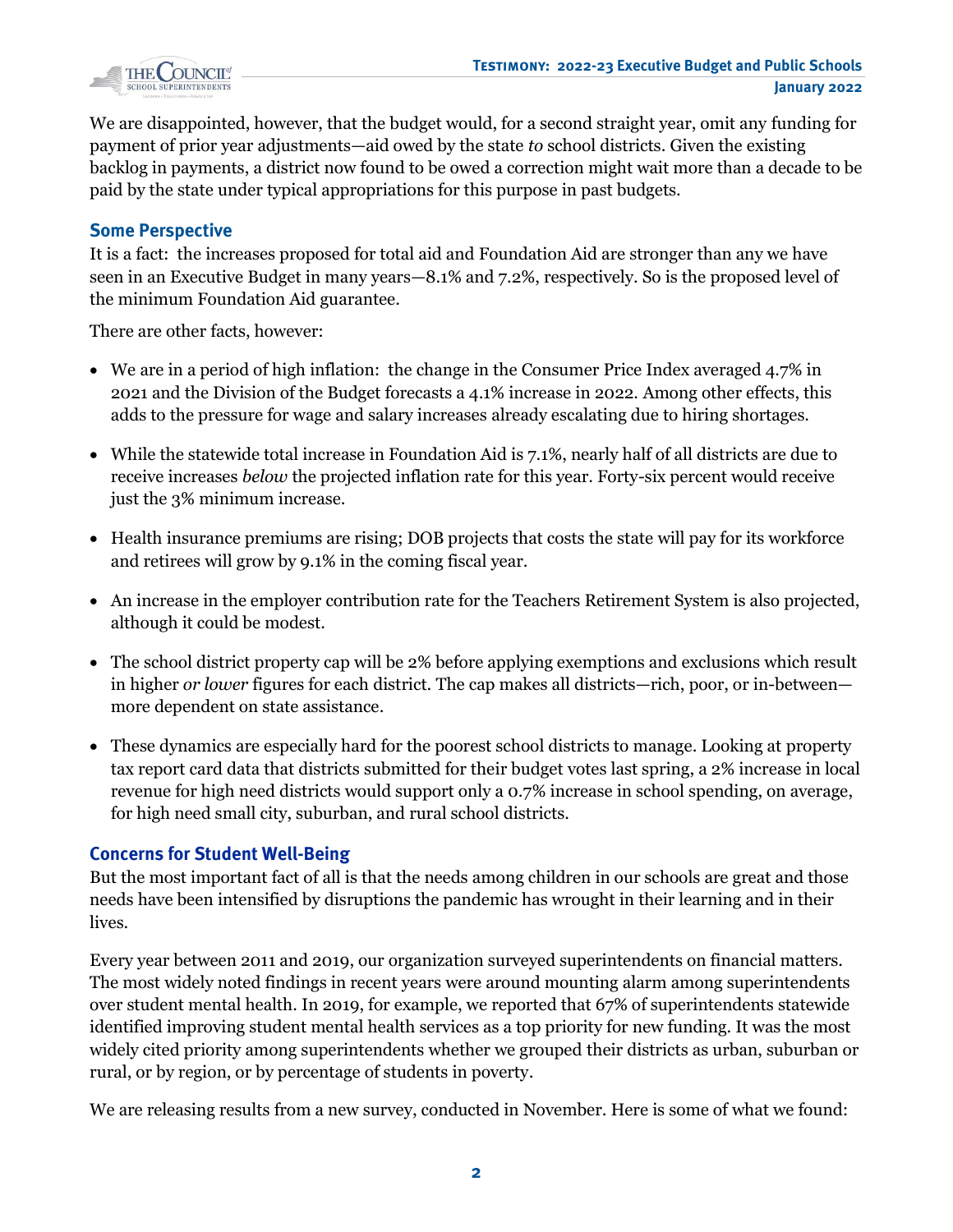We are disappointed, however, that the budget would, for a second straight year, omit any funding for payment of prior year adjustments—aid owed by the state *to* school districts. Given the existing backlog in payments, a district now found to be owed a correction might wait more than a decade to be paid by the state under typical appropriations for this purpose in past budgets.

## Some Perspective

It is a fact: the increases proposed for total aid and Foundation Aid are stronger than any we have seen in an Executive Budget in many years—8.1% and 7.2%, respectively. So is the proposed level of the minimum Foundation Aid guarantee.

There are other facts, however:

- We are in a period of high inflation: the change in the Consumer Price Index averaged 4.7% in 2021 and the Division of the Budget forecasts a 4.1% increase in 2022. Among other effects, this adds to the pressure for wage and salary increases already escalating due to hiring shortages.
- While the statewide total increase in Foundation Aid is 7.1%, nearly half of all districts are due to receive increases *below* the projected inflation rate for this year. Forty-six percent would receive just the 3% minimum increase.
- Health insurance premiums are rising; DOB projects that costs the state will pay for its workforce and retirees will grow by 9.1% in the coming fiscal year.
- An increase in the employer contribution rate for the Teachers Retirement System is also projected, although it could be modest.
- The school district property cap will be 2% before applying exemptions and exclusions which result in higher *or lower* figures for each district. The cap makes all districts—rich, poor, or in-between—more dependent on state assistance.
- These dynamics are especially hard for the poorest school districts to manage. Looking at property tax report card data that districts submitted for their budget votes last spring, a 2% increase in local revenue for high need districts would support only a 0.7% increase in school spending, on average, for high need small city, suburban, and rural school districts.

## Concerns for Student Well-Being

But the most important fact of all is that the needs among children in our schools are great and those needs have been intensified by disruptions the pandemic has wrought in their learning and in their lives.

Every year between 2011 and 2019, our organization surveyed superintendents on financial matters. The most widely noted findings in recent years were around mounting alarm among superintendents over student mental health. In 2019, for example, we reported that 67% of superintendents statewide identified improving student mental health services as a top priority for new funding. It was the most widely cited priority among superintendents whether we grouped their districts as urban, suburban or rural, or by region, or by percentage of students in poverty.

We are releasing results from a new survey, conducted in November. Here is some of what we found: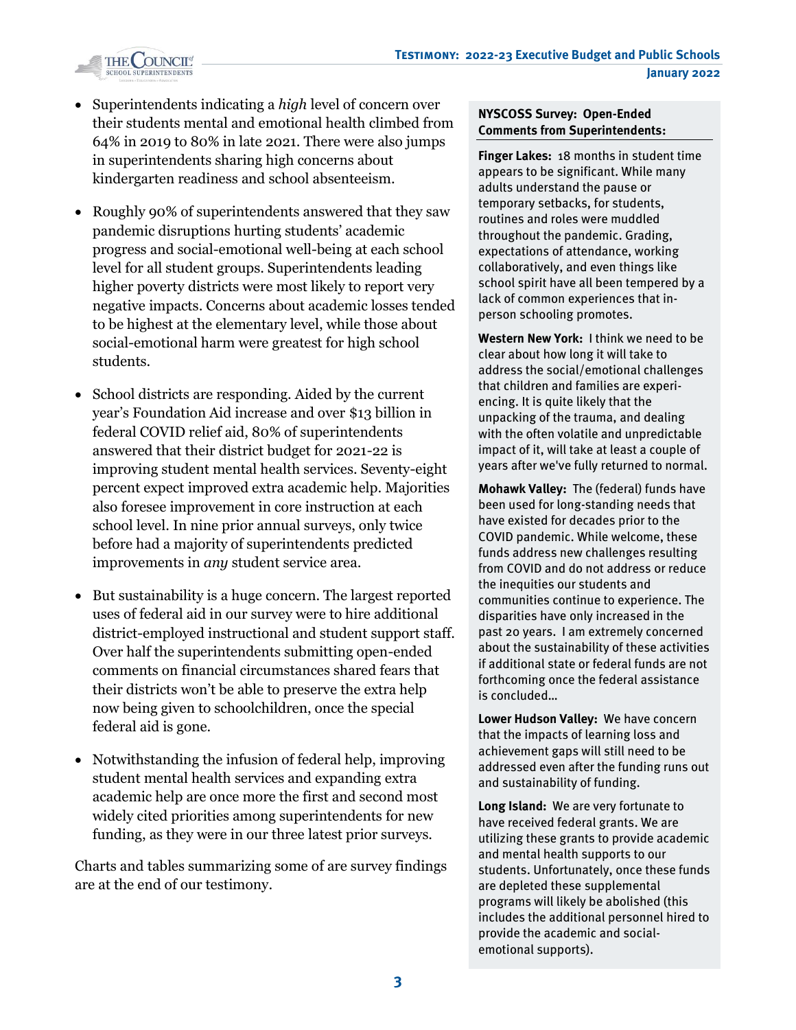- Superintendents indicating a *high* level of concern over their students mental and emotional health climbed from 64% in 2019 to 80% in late 2021. There were also jumps in superintendents sharing high concerns about kindergarten readiness and school absenteeism.

- Roughly 90% of superintendents answered that they saw pandemic disruptions hurting students' academic progress and social-emotional well-being at each school level for all student groups. Superintendents leading higher poverty districts were most likely to report very negative impacts. Concerns about academic losses tended to be highest at the elementary level, while those about social-emotional harm were greatest for high school students.

- School districts are responding. Aided by the current year's Foundation Aid increase and over $13 billion in federal COVID relief aid, 80% of superintendents answered that their district budget for 2021-22 is improving student mental health services. Seventy-eight percent expect improved extra academic help. Majorities also foresee improvement in core instruction at each school level. In nine prior annual surveys, only twice before had a majority of superintendents predicted improvements in *any* student service area.

- But sustainability is a huge concern. The largest reported uses of federal aid in our survey were to hire additional district-employed instructional and student support staff. Over half the superintendents submitting open-ended comments on financial circumstances shared fears that their districts won't be able to preserve the extra help now being given to schoolchildren, once the special federal aid is gone.

- Notwithstanding the infusion of federal help, improving student mental health services and expanding extra academic help are once more the first and second most widely cited priorities among superintendents for new funding, as they were in our three latest prior surveys.

Charts and tables summarizing some of are survey findings are at the end of our testimony.

**NYSCOSS Survey: Open-Ended Comments from Superintendents:**

**Finger Lakes:** 18 months in student time appears to be significant. While many adults understand the pause or temporary setbacks, for students, routines and roles were muddled throughout the pandemic. Grading, expectations of attendance, working collaboratively, and even things like school spirit have all been tempered by a lack of common experiences that in-person schooling promotes.

**Western New York:** I think we need to be clear about how long it will take to address the social/emotional challenges that children and families are experiencing. It is quite likely that the unpacking of the trauma, and dealing with the often volatile and unpredictable impact of it, will take at least a couple of years after we've fully returned to normal.

**Mohawk Valley:** The (federal) funds have been used for long-standing needs that have existed for decades prior to the COVID pandemic. While welcome, these funds address new challenges resulting from COVID and do not address or reduce the inequities our students and communities continue to experience. The disparities have only increased in the past 20 years. I am extremely concerned about the sustainability of these activities if additional state or federal funds are not forthcoming once the federal assistance is concluded…

**Lower Hudson Valley:** We have concern that the impacts of learning loss and achievement gaps will still need to be addressed even after the funding runs out and sustainability of funding.

**Long Island:** We are very fortunate to have received federal grants. We are utilizing these grants to provide academic and mental health supports to our students. Unfortunately, once these funds are depleted these supplemental programs will likely be abolished (this includes the additional personnel hired to provide the academic and social-emotional supports).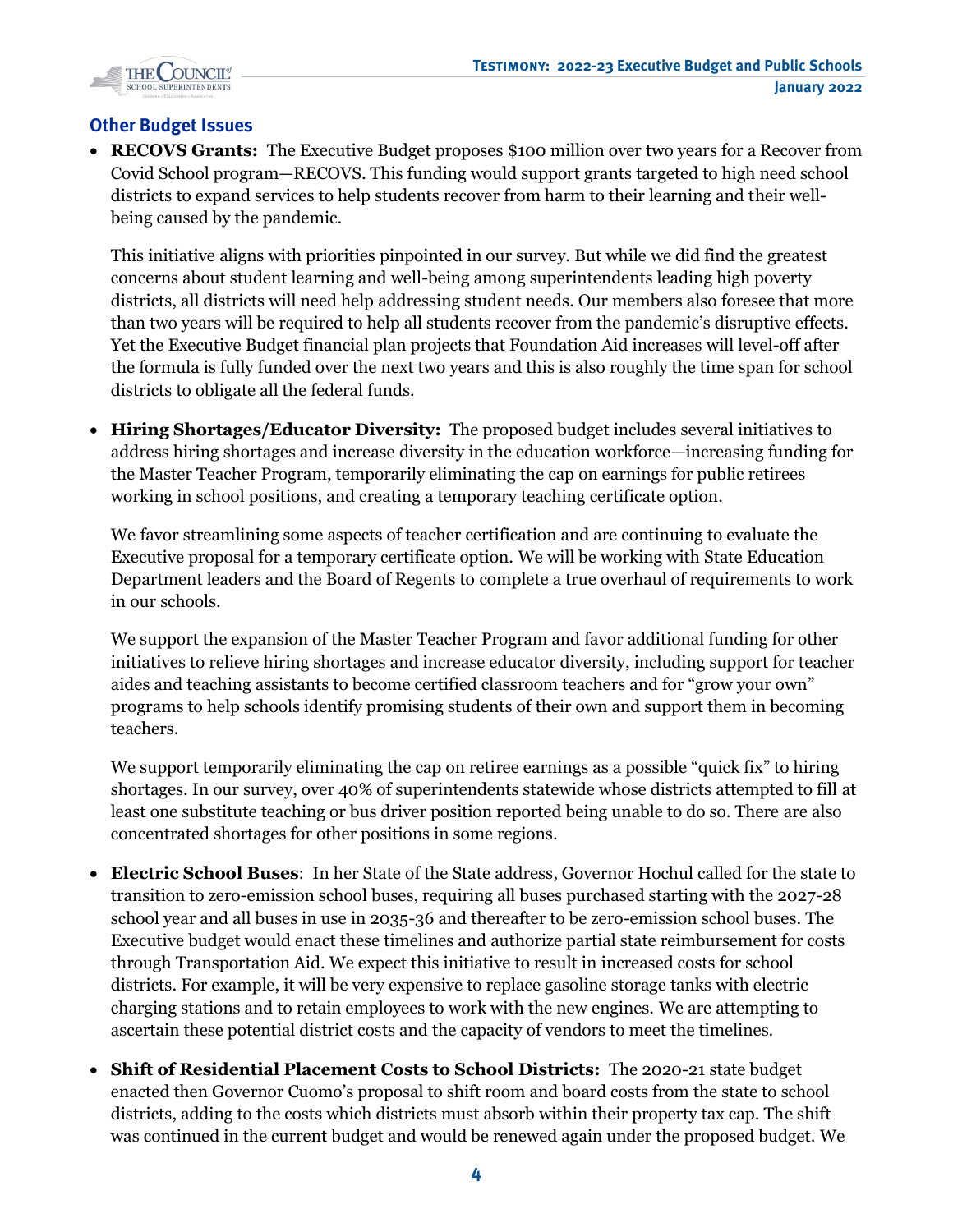## Other Budget Issues

- **RECOVS Grants:** The Executive Budget proposes $100 million over two years for a Recover from Covid School program—RECOVS. This funding would support grants targeted to high need school districts to expand services to help students recover from harm to their learning and their well-being caused by the pandemic.

  This initiative aligns with priorities pinpointed in our survey. But while we did find the greatest concerns about student learning and well-being among superintendents leading high poverty districts, all districts will need help addressing student needs. Our members also foresee that more than two years will be required to help all students recover from the pandemic's disruptive effects. Yet the Executive Budget financial plan projects that Foundation Aid increases will level-off after the formula is fully funded over the next two years and this is also roughly the time span for school districts to obligate all the federal funds.

- **Hiring Shortages/Educator Diversity:** The proposed budget includes several initiatives to address hiring shortages and increase diversity in the education workforce—increasing funding for the Master Teacher Program, temporarily eliminating the cap on earnings for public retirees working in school positions, and creating a temporary teaching certificate option.

  We favor streamlining some aspects of teacher certification and are continuing to evaluate the Executive proposal for a temporary certificate option. We will be working with State Education Department leaders and the Board of Regents to complete a true overhaul of requirements to work in our schools.

  We support the expansion of the Master Teacher Program and favor additional funding for other initiatives to relieve hiring shortages and increase educator diversity, including support for teacher aides and teaching assistants to become certified classroom teachers and for "grow your own" programs to help schools identify promising students of their own and support them in becoming teachers.

  We support temporarily eliminating the cap on retiree earnings as a possible "quick fix" to hiring shortages. In our survey, over 40% of superintendents statewide whose districts attempted to fill at least one substitute teaching or bus driver position reported being unable to do so. There are also concentrated shortages for other positions in some regions.

- **Electric School Buses**: In her State of the State address, Governor Hochul called for the state to transition to zero-emission school buses, requiring all buses purchased starting with the 2027-28 school year and all buses in use in 2035-36 and thereafter to be zero-emission school buses. The Executive budget would enact these timelines and authorize partial state reimbursement for costs through Transportation Aid. We expect this initiative to result in increased costs for school districts. For example, it will be very expensive to replace gasoline storage tanks with electric charging stations and to retain employees to work with the new engines. We are attempting to ascertain these potential district costs and the capacity of vendors to meet the timelines.

- **Shift of Residential Placement Costs to School Districts:** The 2020-21 state budget enacted then Governor Cuomo's proposal to shift room and board costs from the state to school districts, adding to the costs which districts must absorb within their property tax cap. The shift was continued in the current budget and would be renewed again under the proposed budget. We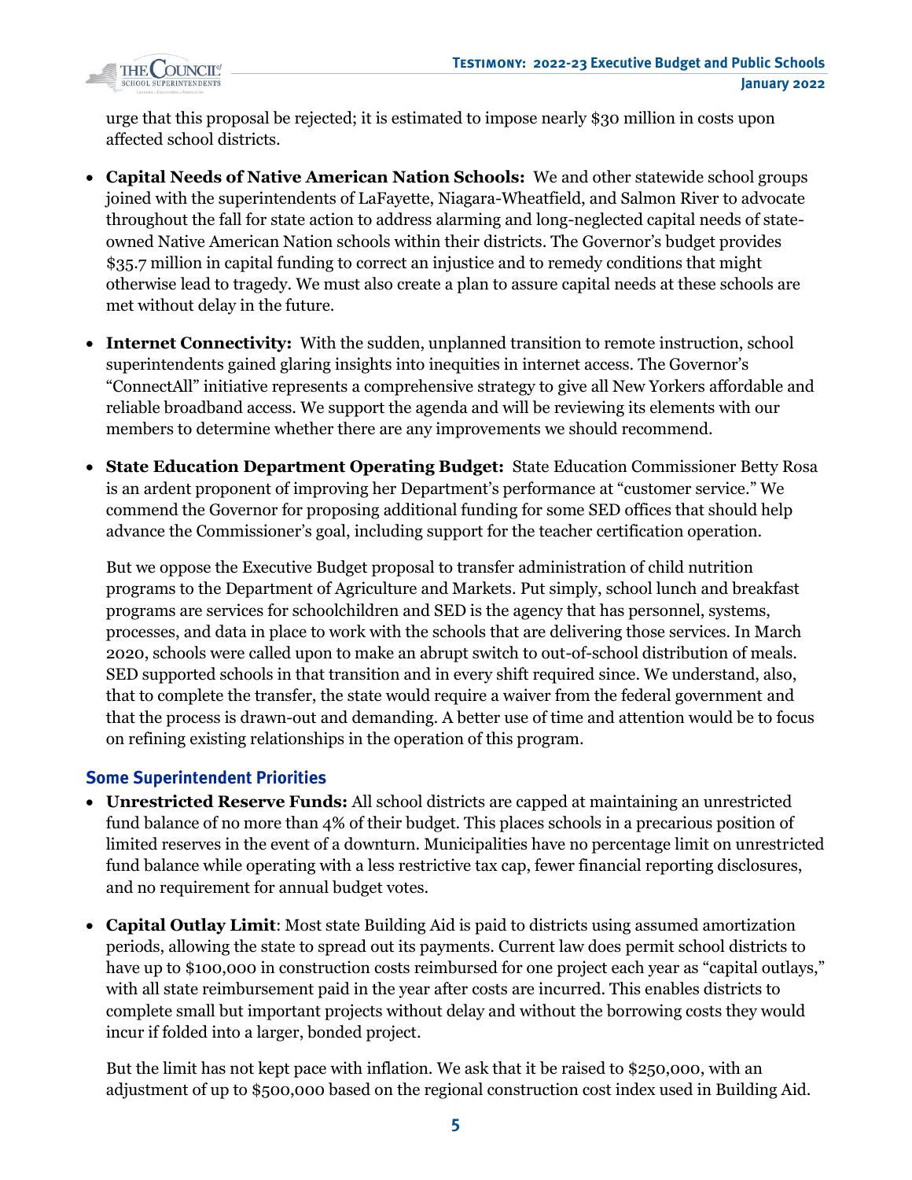urge that this proposal be rejected; it is estimated to impose nearly $30 million in costs upon affected school districts.

- **Capital Needs of Native American Nation Schools:** We and other statewide school groups joined with the superintendents of LaFayette, Niagara-Wheatfield, and Salmon River to advocate throughout the fall for state action to address alarming and long-neglected capital needs of state-owned Native American Nation schools within their districts. The Governor's budget provides $35.7 million in capital funding to correct an injustice and to remedy conditions that might otherwise lead to tragedy. We must also create a plan to assure capital needs at these schools are met without delay in the future.

- **Internet Connectivity:** With the sudden, unplanned transition to remote instruction, school superintendents gained glaring insights into inequities in internet access. The Governor's "ConnectAll" initiative represents a comprehensive strategy to give all New Yorkers affordable and reliable broadband access. We support the agenda and will be reviewing its elements with our members to determine whether there are any improvements we should recommend.

- **State Education Department Operating Budget:** State Education Commissioner Betty Rosa is an ardent proponent of improving her Department's performance at "customer service." We commend the Governor for proposing additional funding for some SED offices that should help advance the Commissioner's goal, including support for the teacher certification operation.

  But we oppose the Executive Budget proposal to transfer administration of child nutrition programs to the Department of Agriculture and Markets. Put simply, school lunch and breakfast programs are services for schoolchildren and SED is the agency that has personnel, systems, processes, and data in place to work with the schools that are delivering those services. In March 2020, schools were called upon to make an abrupt switch to out-of-school distribution of meals. SED supported schools in that transition and in every shift required since. We understand, also, that to complete the transfer, the state would require a waiver from the federal government and that the process is drawn-out and demanding. A better use of time and attention would be to focus on refining existing relationships in the operation of this program.

## Some Superintendent Priorities

- **Unrestricted Reserve Funds:** All school districts are capped at maintaining an unrestricted fund balance of no more than 4% of their budget. This places schools in a precarious position of limited reserves in the event of a downturn. Municipalities have no percentage limit on unrestricted fund balance while operating with a less restrictive tax cap, fewer financial reporting disclosures, and no requirement for annual budget votes.

- **Capital Outlay Limit**: Most state Building Aid is paid to districts using assumed amortization periods, allowing the state to spread out its payments. Current law does permit school districts to have up to $100,000 in construction costs reimbursed for one project each year as "capital outlays," with all state reimbursement paid in the year after costs are incurred. This enables districts to complete small but important projects without delay and without the borrowing costs they would incur if folded into a larger, bonded project.

  But the limit has not kept pace with inflation. We ask that it be raised to $250,000, with an adjustment of up to $500,000 based on the regional construction cost index used in Building Aid.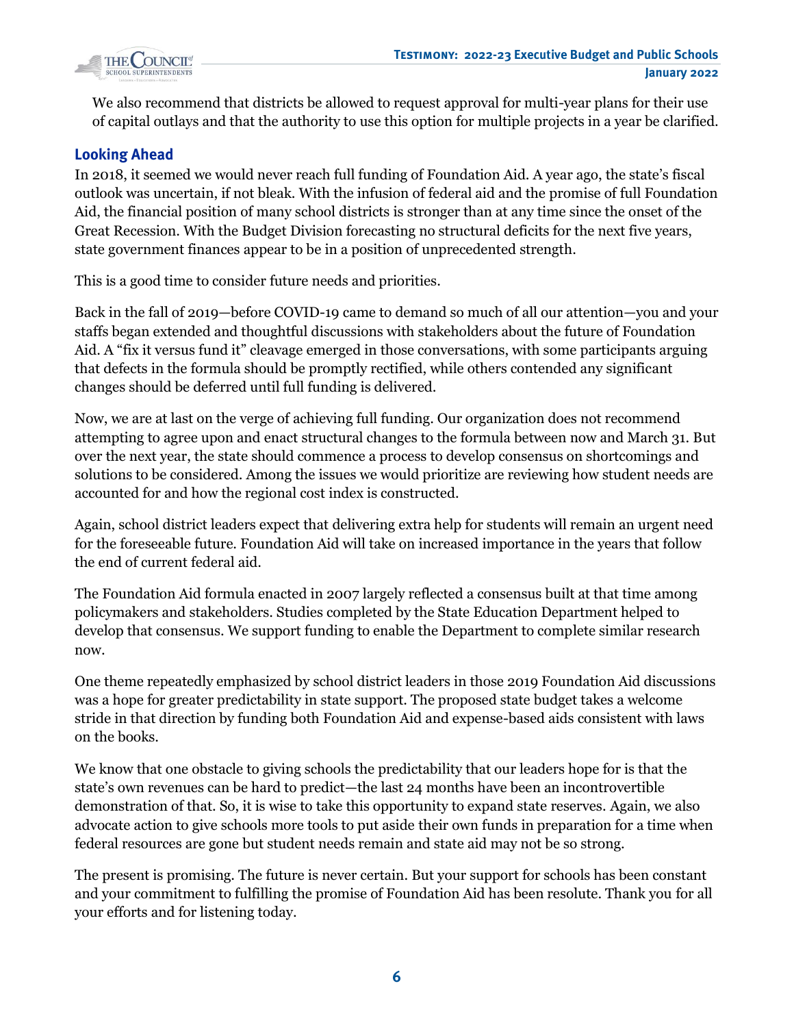We also recommend that districts be allowed to request approval for multi-year plans for their use of capital outlays and that the authority to use this option for multiple projects in a year be clarified.

## Looking Ahead

In 2018, it seemed we would never reach full funding of Foundation Aid. A year ago, the state's fiscal outlook was uncertain, if not bleak. With the infusion of federal aid and the promise of full Foundation Aid, the financial position of many school districts is stronger than at any time since the onset of the Great Recession. With the Budget Division forecasting no structural deficits for the next five years, state government finances appear to be in a position of unprecedented strength.

This is a good time to consider future needs and priorities.

Back in the fall of 2019—before COVID-19 came to demand so much of all our attention—you and your staffs began extended and thoughtful discussions with stakeholders about the future of Foundation Aid. A "fix it versus fund it" cleavage emerged in those conversations, with some participants arguing that defects in the formula should be promptly rectified, while others contended any significant changes should be deferred until full funding is delivered.

Now, we are at last on the verge of achieving full funding. Our organization does not recommend attempting to agree upon and enact structural changes to the formula between now and March 31. But over the next year, the state should commence a process to develop consensus on shortcomings and solutions to be considered. Among the issues we would prioritize are reviewing how student needs are accounted for and how the regional cost index is constructed.

Again, school district leaders expect that delivering extra help for students will remain an urgent need for the foreseeable future. Foundation Aid will take on increased importance in the years that follow the end of current federal aid.

The Foundation Aid formula enacted in 2007 largely reflected a consensus built at that time among policymakers and stakeholders. Studies completed by the State Education Department helped to develop that consensus. We support funding to enable the Department to complete similar research now.

One theme repeatedly emphasized by school district leaders in those 2019 Foundation Aid discussions was a hope for greater predictability in state support. The proposed state budget takes a welcome stride in that direction by funding both Foundation Aid and expense-based aids consistent with laws on the books.

We know that one obstacle to giving schools the predictability that our leaders hope for is that the state's own revenues can be hard to predict—the last 24 months have been an incontrovertible demonstration of that. So, it is wise to take this opportunity to expand state reserves. Again, we also advocate action to give schools more tools to put aside their own funds in preparation for a time when federal resources are gone but student needs remain and state aid may not be so strong.

The present is promising. The future is never certain. But your support for schools has been constant and your commitment to fulfilling the promise of Foundation Aid has been resolute. Thank you for all your efforts and for listening today.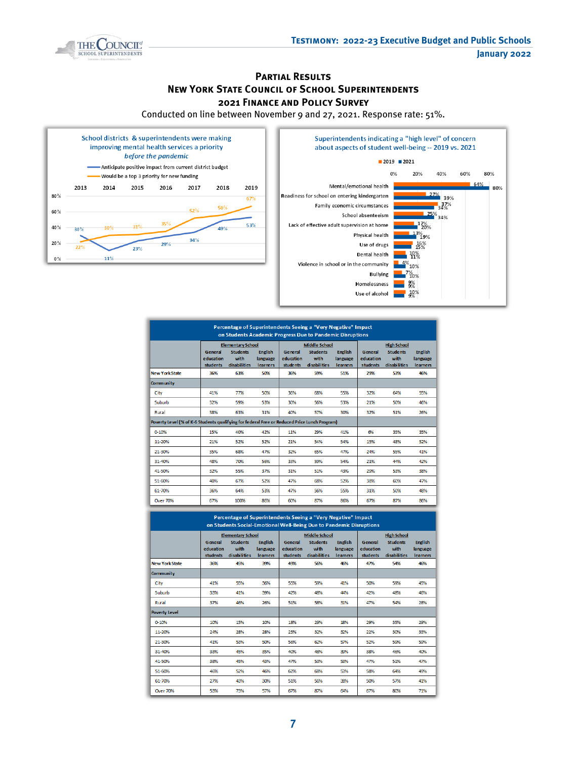## Partial Results
## New York State Council of School Superintendents
## 2021 Finance and Policy Survey

Conducted on line between November 9 and 27, 2021. Response rate: 51%.

**School districts & superintendents were making improving mental health services a priority *before the pandemic***

- Anticipate positive impact from current district budget
- Would be a top 3 priority for new funding

| | 2013 | 2014 | 2015 | 2016 | 2017 | 2018 | 2019 |
|---|---|---|---|---|---|---|---|
| Anticipate positive impact from current district budget | 30% | 11% | 23% | 29% | 34% | 49% | 53% |
| Would be a top 3 priority for new funding | 22% | 30% | 31% | 35% | 52% | 56% | 67% |

**Superintendents indicating a "high level" of concern about aspects of student well-being -- 2019 vs. 2021**

| | 2019 | 2021 |
|---|---|---|
| Mental/emotional health | 64% | 80% |
| Readiness for school on entering kindergarten | 27% | 39% |
| Family economic circumstances | 37% | 34% |
| School absenteeism | 25% | 34% |
| Lack of effective adult supervision at home | 17% | 20% |
| Physical health | 13% | 19% |
| Use of drugs | 16% | 15% |
| Dental health | 10% | 11% |
| Violence in school or in the community | 4% | 10% |
| Bullying | 7% | 10% |
| Homelessness | 9% | 9% |
| Use of alcohol | 10% | 9% |

**Percentage of Superintendents Seeing a "Very Negative" Impact on Students Academic Progress Due to Pandemic Disruptions**

| | Elementary School | | | Middle School | | | High School | | |
|---|---|---|---|---|---|---|---|---|---|
| | General education students | Students with disabilities | English language learners | General education students | Students with disabilities | English language learners | General education students | Students with disabilities | English language learners |
| New York State | 36% | 63% | 50% | 36% | 59% | 51% | 29% | 53% | 46% |
| Community | | | | | | | | | |
| City | 41% | 77% | 50% | 36% | 68% | 55% | 32% | 64% | 55% |
| Suburb | 32% | 59% | 53% | 30% | 56% | 53% | 21% | 50% | 46% |
| Rural | 38% | 63% | 31% | 40% | 57% | 30% | 32% | 51% | 26% |
| Poverty Level (% of K-6 Students qualifying for federal Free or Reduced Price Lunch Program) | | | | | | | | | |
| 0-10% | 15% | 40% | 42% | 11% | 29% | 41% | 6% | 35% | 35% |
| 11-20% | 21% | 52% | 52% | 21% | 54% | 54% | 15% | 48% | 52% |
| 21-30% | 35% | 68% | 47% | 32% | 65% | 47% | 24% | 55% | 41% |
| 31-40% | 48% | 70% | 56% | 33% | 59% | 54% | 21% | 44% | 42% |
| 41-50% | 32% | 55% | 37% | 31% | 51% | 43% | 29% | 53% | 38% |
| 51-60% | 40% | 67% | 52% | 47% | 68% | 52% | 38% | 60% | 47% |
| 61-70% | 36% | 64% | 53% | 47% | 56% | 55% | 31% | 50% | 48% |
| Over 70% | 67% | 100% | 86% | 60% | 87% | 86% | 67% | 87% | 86% |

**Percentage of Superintendents Seeing a "Very Negative" Impact on Students Social-Emotional Well-Being Due to Pandemic Disruptions**

| | Elementary School | | | Middle School | | | High School | | |
|---|---|---|---|---|---|---|---|---|---|
| | General education students | Students with disabilities | English language learners | General education students | Students with disabilities | English language learners | General education students | Students with disabilities | English language learners |
| New York State | 36% | 45% | 39% | 49% | 56% | 46% | 47% | 54% | 46% |
| Community | | | | | | | | | |
| City | 41% | 55% | 36% | 55% | 59% | 41% | 50% | 59% | 45% |
| Suburb | 33% | 41% | 39% | 42% | 48% | 44% | 42% | 48% | 46% |
| Rural | 37% | 46% | 26% | 51% | 58% | 31% | 47% | 54% | 28% |
| Poverty Level | | | | | | | | | |
| 0-10% | 10% | 15% | 10% | 18% | 29% | 18% | 29% | 35% | 29% |
| 11-20% | 24% | 28% | 28% | 25% | 32% | 32% | 22% | 30% | 33% |
| 21-30% | 41% | 53% | 50% | 56% | 62% | 57% | 52% | 56% | 56% |
| 31-40% | 33% | 45% | 35% | 40% | 48% | 35% | 38% | 46% | 40% |
| 41-50% | 38% | 45% | 43% | 47% | 53% | 53% | 47% | 51% | 47% |
| 51-60% | 46% | 52% | 46% | 62% | 68% | 53% | 58% | 64% | 49% |
| 61-70% | 27% | 43% | 30% | 51% | 56% | 38% | 50% | 57% | 41% |
| Over 70% | 53% | 73% | 57% | 67% | 87% | 64% | 67% | 80% | 71% |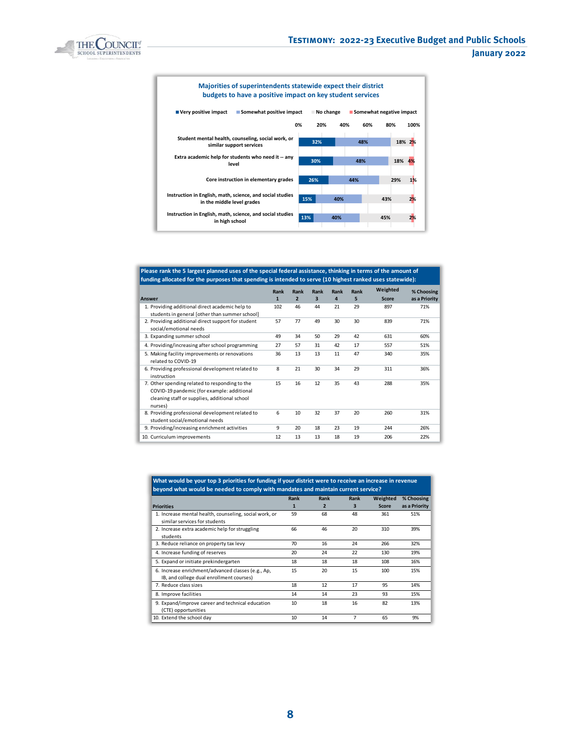Majorities of superintendents statewide expect their district budgets to have a positive impact on key student services

Very positive impact | Somewhat positive impact | No change | Somewhat negative impact

0% 20% 40% 60% 80% 100%

Student mental health, counseling, social work, or similar support services 32% 48% 18% 2%

Extra academic help for students who need it -- any level 30% 48% 18% 4%

Core instruction in elementary grades 26% 44% 29% 1%

Instruction in English, math, science, and social studies in the middle level grades 15% 40% 43% 2%

Instruction in English, math, science, and social studies in high school 13% 40% 45% 2%

| Please rank the 5 largest planned uses of the special federal assistance, thinking in terms of the amount of funding allocated for the purposes that spending is intended to serve (10 highest ranked uses statewide): | | | | | | | |
|---|---|---|---|---|---|---|---|
| Answer | Rank 1 | Rank 2 | Rank 3 | Rank 4 | Rank 5 | Weighted Score | % Choosing as a Priority |
| 1. Providing additional direct academic help to students in general [other than summer school] | 102 | 46 | 44 | 21 | 29 | 897 | 71% |
| 2. Providing additional direct support for student social/emotional needs | 57 | 77 | 49 | 30 | 30 | 839 | 71% |
| 3. Expanding summer school | 49 | 34 | 50 | 29 | 42 | 631 | 60% |
| 4. Providing/increasing after school programming | 27 | 57 | 31 | 42 | 17 | 557 | 51% |
| 5. Making facility improvements or renovations related to COVID-19 | 36 | 13 | 13 | 11 | 47 | 340 | 35% |
| 6. Providing professional development related to instruction | 8 | 21 | 30 | 34 | 29 | 311 | 36% |
| 7. Other spending related to responding to the COVID-19 pandemic (for example: additional cleaning staff or supplies, additional school nurses) | 15 | 16 | 12 | 35 | 43 | 288 | 35% |
| 8. Providing professional development related to student social/emotional needs | 6 | 10 | 32 | 37 | 20 | 260 | 31% |
| 9. Providing/increasing enrichment activities | 9 | 20 | 18 | 23 | 19 | 244 | 26% |
| 10. Curriculum improvements | 12 | 13 | 13 | 18 | 19 | 206 | 22% |

| What would be your top 3 priorities for funding if your district were to receive an increase in revenue beyond what would be needed to comply with mandates and maintain current service? | | | | | |
|---|---|---|---|---|---|
| Priorities | Rank 1 | Rank 2 | Rank 3 | Weighted Score | % Choosing as a Priority |
| 1. Increase mental health, counseling, social work, or similar services for students | 59 | 68 | 48 | 361 | 51% |
| 2. Increase extra academic help for struggling students | 66 | 46 | 20 | 310 | 39% |
| 3. Reduce reliance on property tax levy | 70 | 16 | 24 | 266 | 32% |
| 4. Increase funding of reserves | 20 | 24 | 22 | 130 | 19% |
| 5. Expand or initiate prekindergarten | 18 | 18 | 18 | 108 | 16% |
| 6. Increase enrichment/advanced classes (e.g., Ap, IB, and college dual enrollment courses) | 15 | 20 | 15 | 100 | 15% |
| 7. Reduce class sizes | 18 | 12 | 17 | 95 | 14% |
| 8. Improve facilities | 14 | 14 | 23 | 93 | 15% |
| 9. Expand/improve career and technical education (CTE) opportunities | 10 | 18 | 16 | 82 | 13% |
| 10. Extend the school day | 10 | 14 | 7 | 65 | 9% |